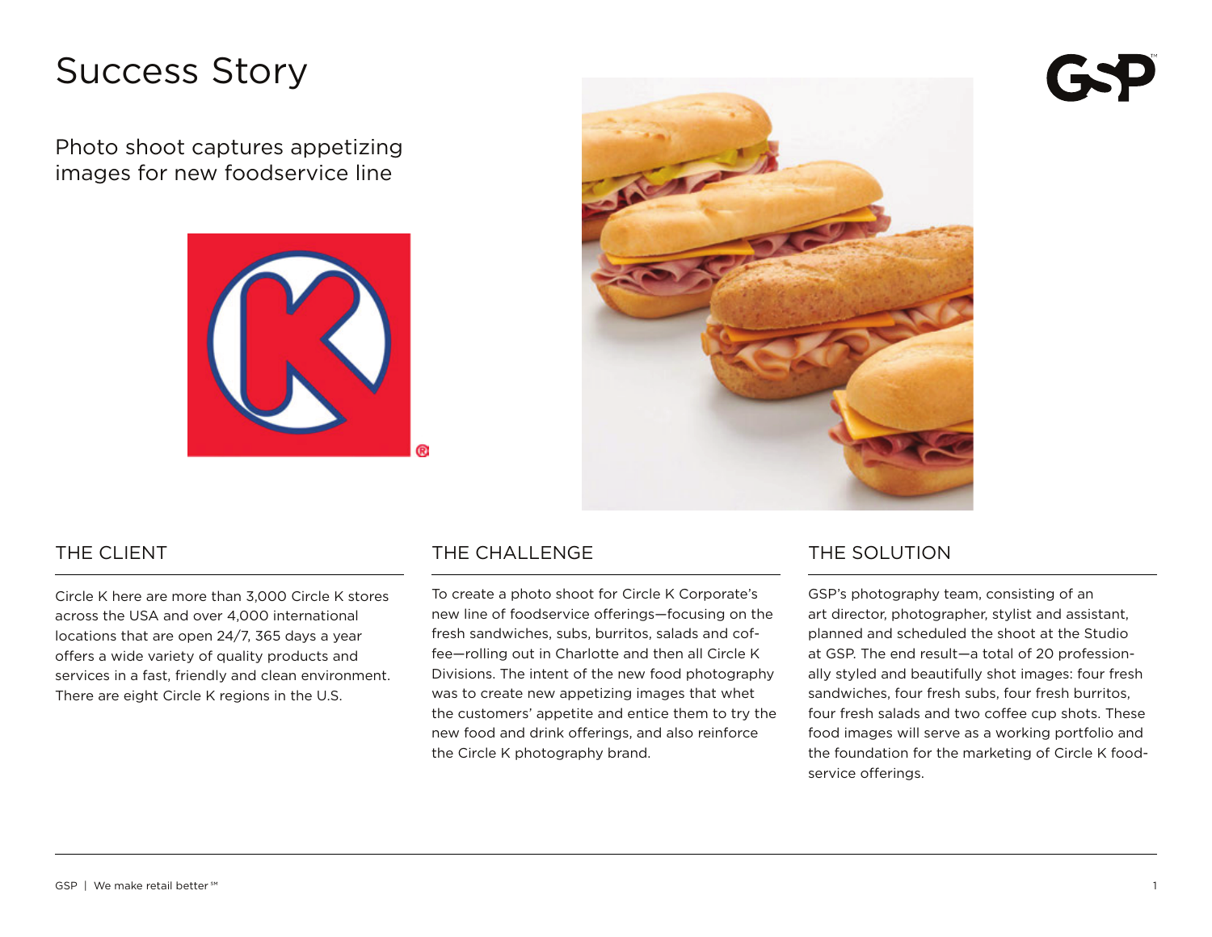# Success Story

## Photo shoot captures appetizing images for new foodservice line

### THE CLIENT

Circle K here are more than 3,000 Circle K stores across the USA and over 4,000 international locations that are open 24/7, 365 days a year offers a wide variety of quality products and services in a fast, friendly and clean environment. There are eight Circle K regions in the U.S.

### THE CHALLENGE

To create a photo shoot for Circle K Corporate's new line of foodservice offerings—focusing on the fresh sandwiches, subs, burritos, salads and coffee—rolling out in Charlotte and then all Circle K Divisions. The intent of the new food photography was to create new appetizing images that whet the customers' appetite and entice them to try the new food and drink offerings, and also reinforce the Circle K photography brand.

### THE SOLUTION

GSP's photography team, consisting of an art director, photographer, stylist and assistant, planned and scheduled the shoot at the Studio at GSP. The end result—a total of 20 professionally styled and beautifully shot images: four fresh sandwiches, four fresh subs, four fresh burritos, four fresh salads and two coffee cup shots. These food images will serve as a working portfolio and the foundation for the marketing of Circle K foodservice offerings.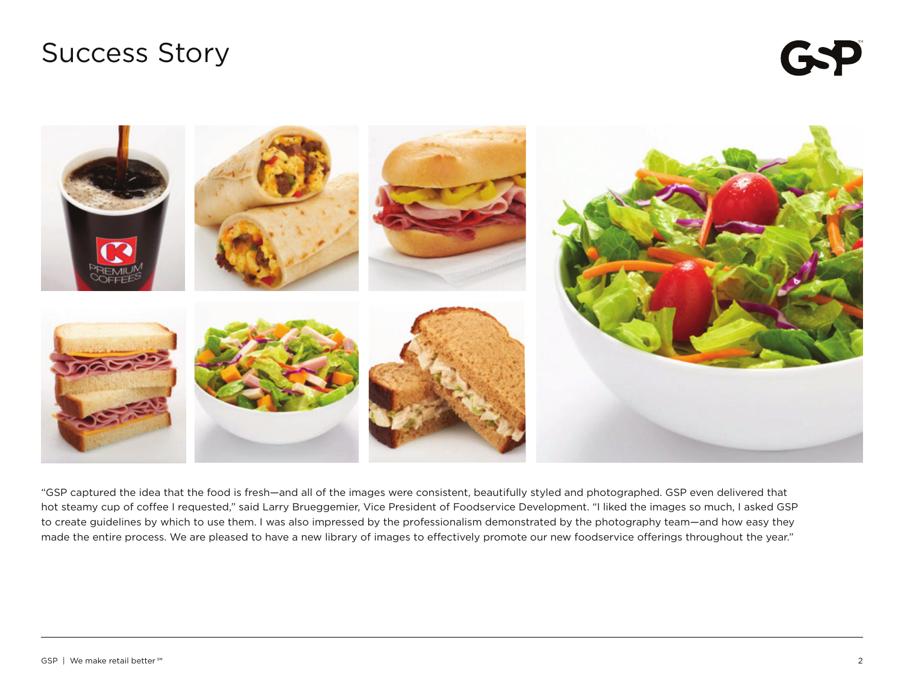# Success Story

"GSP captured the idea that the food is fresh—and all of the images were consistent, beautifully styled and photographed. GSP even delivered that hot steamy cup of coffee I requested," said Larry Brueggemier, Vice President of Foodservice Development. "I liked the images so much, I asked GSP to create guidelines by which to use them. I was also impressed by the professionalism demonstrated by the photography team—and how easy they made the entire process. We are pleased to have a new library of images to effectively promote our new foodservice offerings throughout the year."